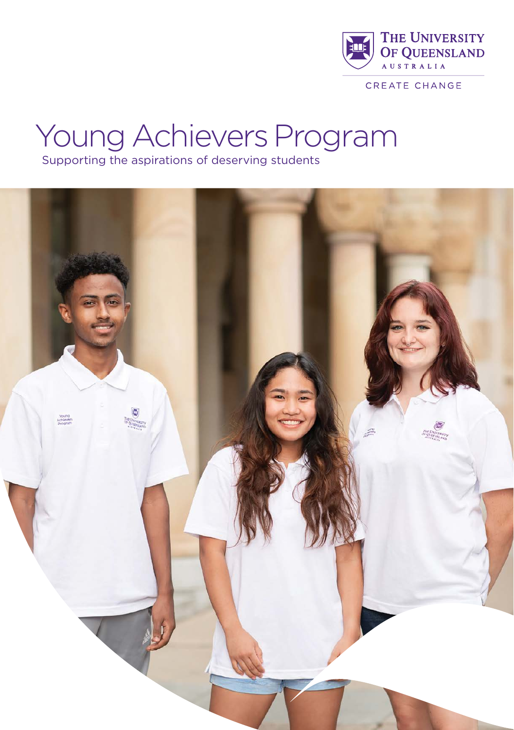THE UNIVERSITY OF QUEENSLAND
AUSTRALIA

CREATE CHANGE

# Young Achievers Program

Supporting the aspirations of deserving students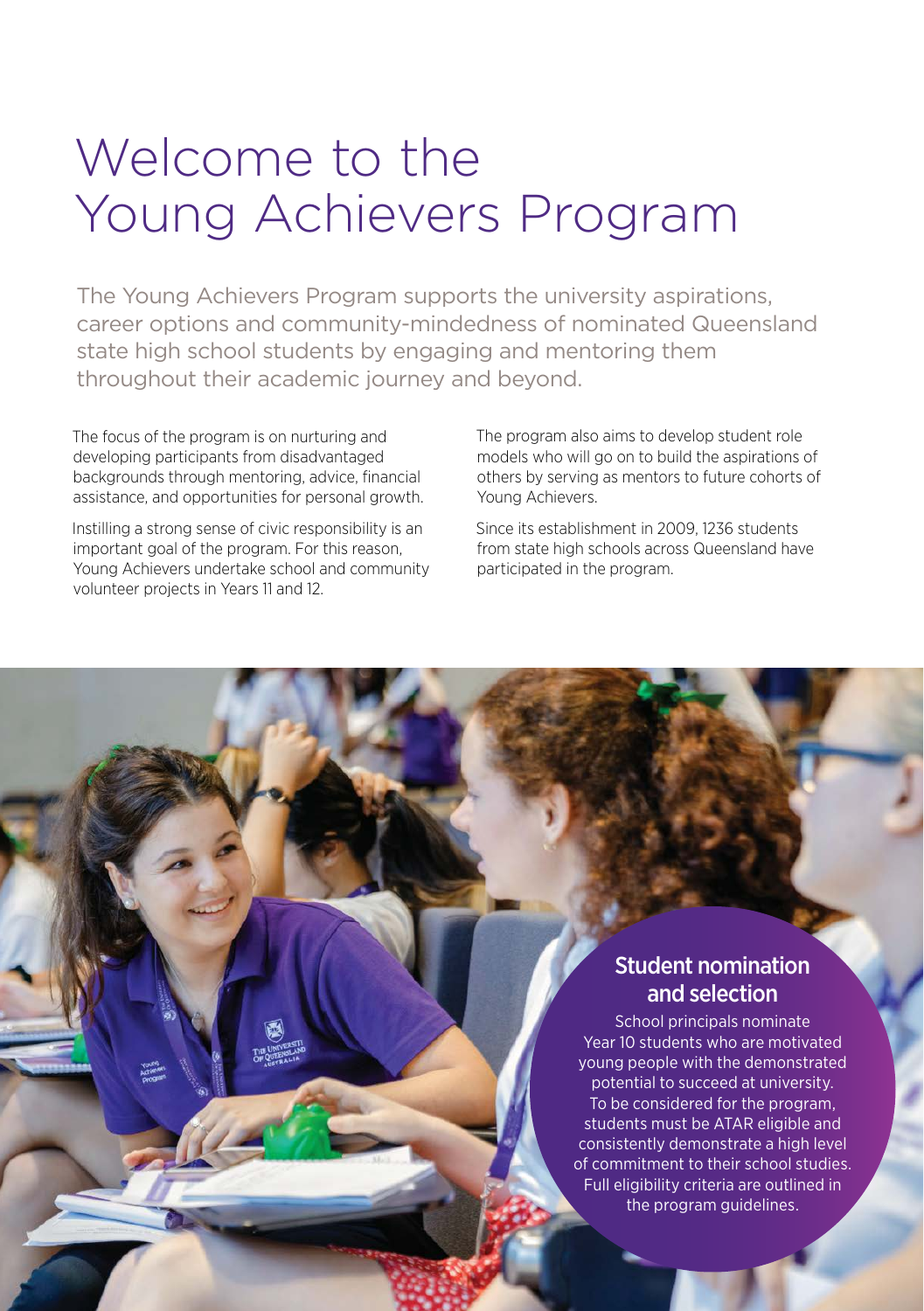# Welcome to the Young Achievers Program

The Young Achievers Program supports the university aspirations, career options and community-mindedness of nominated Queensland state high school students by engaging and mentoring them throughout their academic journey and beyond.

The focus of the program is on nurturing and developing participants from disadvantaged backgrounds through mentoring, advice, financial assistance, and opportunities for personal growth.

Instilling a strong sense of civic responsibility is an important goal of the program. For this reason, Young Achievers undertake school and community volunteer projects in Years 11 and 12.

The program also aims to develop student role models who will go on to build the aspirations of others by serving as mentors to future cohorts of Young Achievers.

Since its establishment in 2009, 1236 students from state high schools across Queensland have participated in the program.

## Student nomination and selection

School principals nominate Year 10 students who are motivated young people with the demonstrated potential to succeed at university. To be considered for the program, students must be ATAR eligible and consistently demonstrate a high level of commitment to their school studies. Full eligibility criteria are outlined in the program guidelines.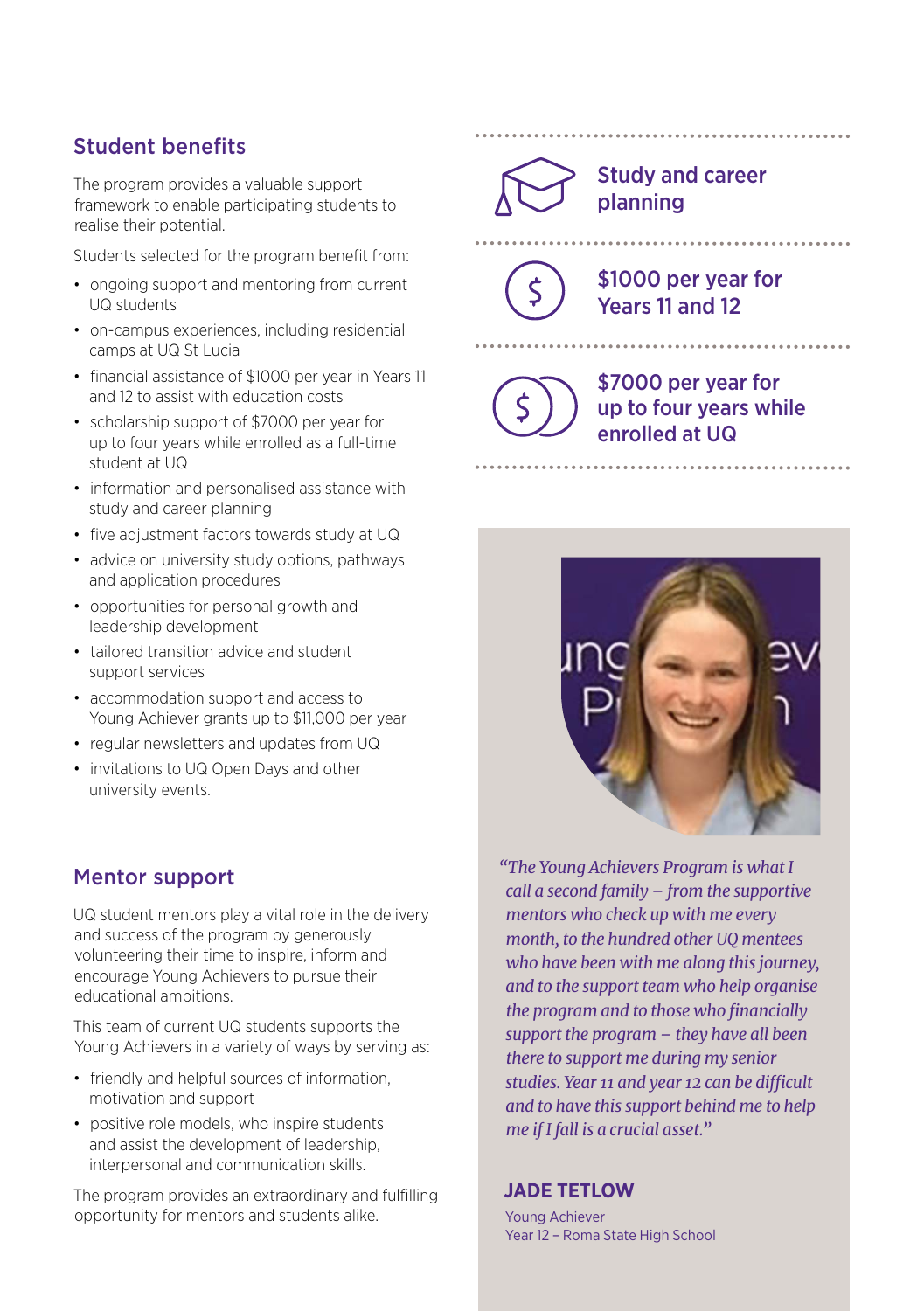## Student benefits

The program provides a valuable support framework to enable participating students to realise their potential.

Students selected for the program benefit from:

- ongoing support and mentoring from current UQ students
- on-campus experiences, including residential camps at UQ St Lucia
- financial assistance of $1000 per year in Years 11 and 12 to assist with education costs
- scholarship support of $7000 per year for up to four years while enrolled as a full-time student at UQ
- information and personalised assistance with study and career planning
- five adjustment factors towards study at UQ
- advice on university study options, pathways and application procedures
- opportunities for personal growth and leadership development
- tailored transition advice and student support services
- accommodation support and access to Young Achiever grants up to $11,000 per year
- regular newsletters and updates from UQ
- invitations to UQ Open Days and other university events.

## Mentor support

UQ student mentors play a vital role in the delivery and success of the program by generously volunteering their time to inspire, inform and encourage Young Achievers to pursue their educational ambitions.

This team of current UQ students supports the Young Achievers in a variety of ways by serving as:

- friendly and helpful sources of information, motivation and support
- positive role models, who inspire students and assist the development of leadership, interpersonal and communication skills.

The program provides an extraordinary and fulfilling opportunity for mentors and students alike.

**Study and career planning**

**$1000 per year for Years 11 and 12**

**$7000 per year for up to four years while enrolled at UQ**

*"The Young Achievers Program is what I call a second family – from the supportive mentors who check up with me every month, to the hundred other UQ mentees who have been with me along this journey, and to the support team who help organise the program and to those who financially support the program – they have all been there to support me during my senior studies. Year 11 and year 12 can be difficult and to have this support behind me to help me if I fall is a crucial asset."*

**JADE TETLOW**

Young Achiever
Year 12 – Roma State High School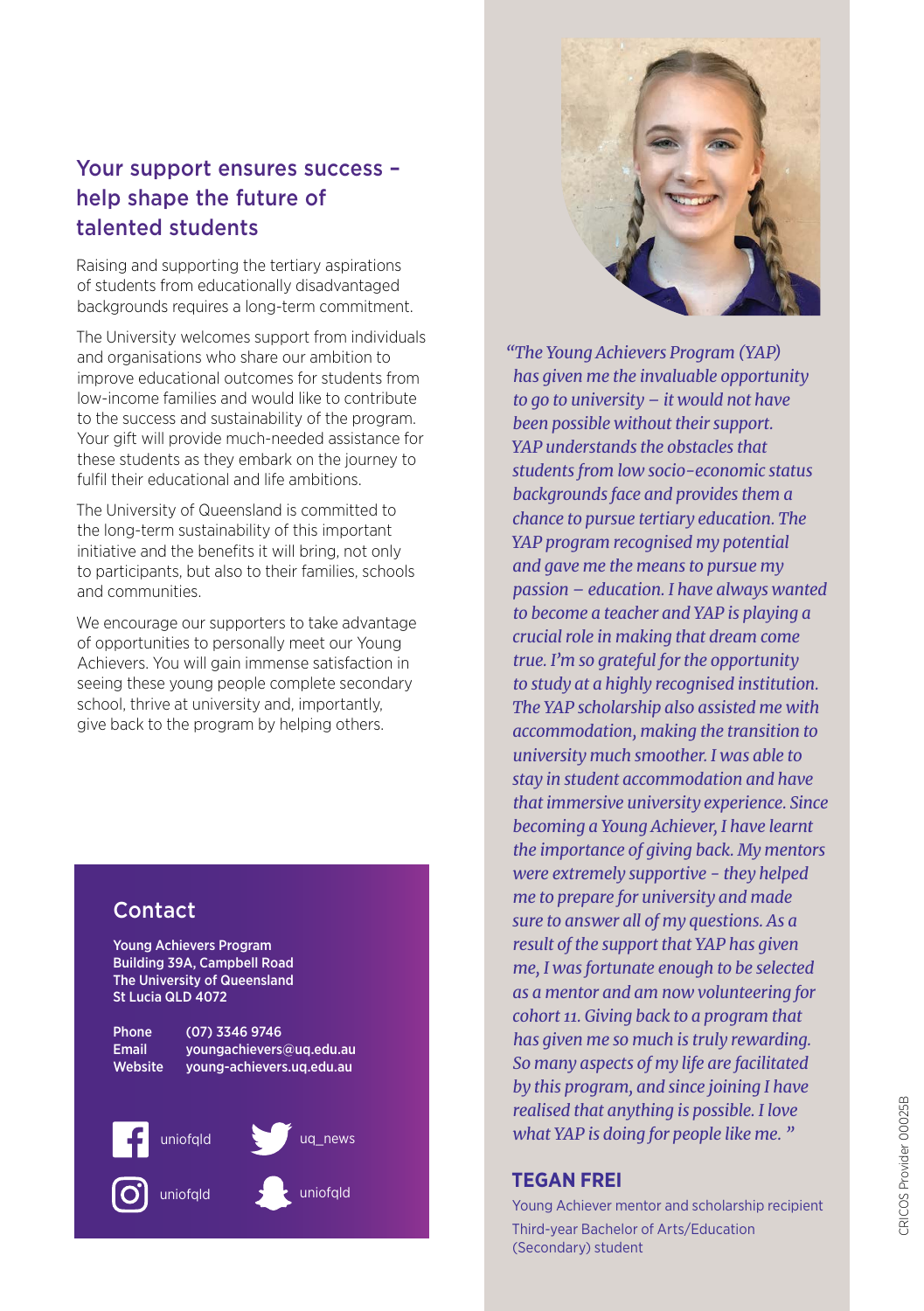## Your support ensures success – help shape the future of talented students

Raising and supporting the tertiary aspirations of students from educationally disadvantaged backgrounds requires a long-term commitment.

The University welcomes support from individuals and organisations who share our ambition to improve educational outcomes for students from low-income families and would like to contribute to the success and sustainability of the program. Your gift will provide much-needed assistance for these students as they embark on the journey to fulfil their educational and life ambitions.

The University of Queensland is committed to the long-term sustainability of this important initiative and the benefits it will bring, not only to participants, but also to their families, schools and communities.

We encourage our supporters to take advantage of opportunities to personally meet our Young Achievers. You will gain immense satisfaction in seeing these young people complete secondary school, thrive at university and, importantly, give back to the program by helping others.

## Contact

**Young Achievers Program**
**Building 39A, Campbell Road**
**The University of Queensland**
**St Lucia QLD 4072**

**Phone** (07) 3346 9746
**Email** youngachievers@uq.edu.au
**Website** young-achievers.uq.edu.au

uniofqld
uq_news
uniofqld
uniofqld

*"The Young Achievers Program (YAP) has given me the invaluable opportunity to go to university – it would not have been possible without their support. YAP understands the obstacles that students from low socio-economic status backgrounds face and provides them a chance to pursue tertiary education. The YAP program recognised my potential and gave me the means to pursue my passion – education. I have always wanted to become a teacher and YAP is playing a crucial role in making that dream come true. I'm so grateful for the opportunity to study at a highly recognised institution. The YAP scholarship also assisted me with accommodation, making the transition to university much smoother. I was able to stay in student accommodation and have that immersive university experience. Since becoming a Young Achiever, I have learnt the importance of giving back. My mentors were extremely supportive - they helped me to prepare for university and made sure to answer all of my questions. As a result of the support that YAP has given me, I was fortunate enough to be selected as a mentor and am now volunteering for cohort 11. Giving back to a program that has given me so much is truly rewarding. So many aspects of my life are facilitated by this program, and since joining I have realised that anything is possible. I love what YAP is doing for people like me. "*

**TEGAN FREI**

Young Achiever mentor and scholarship recipient
Third-year Bachelor of Arts/Education (Secondary) student

CRICOS Provider 00025B